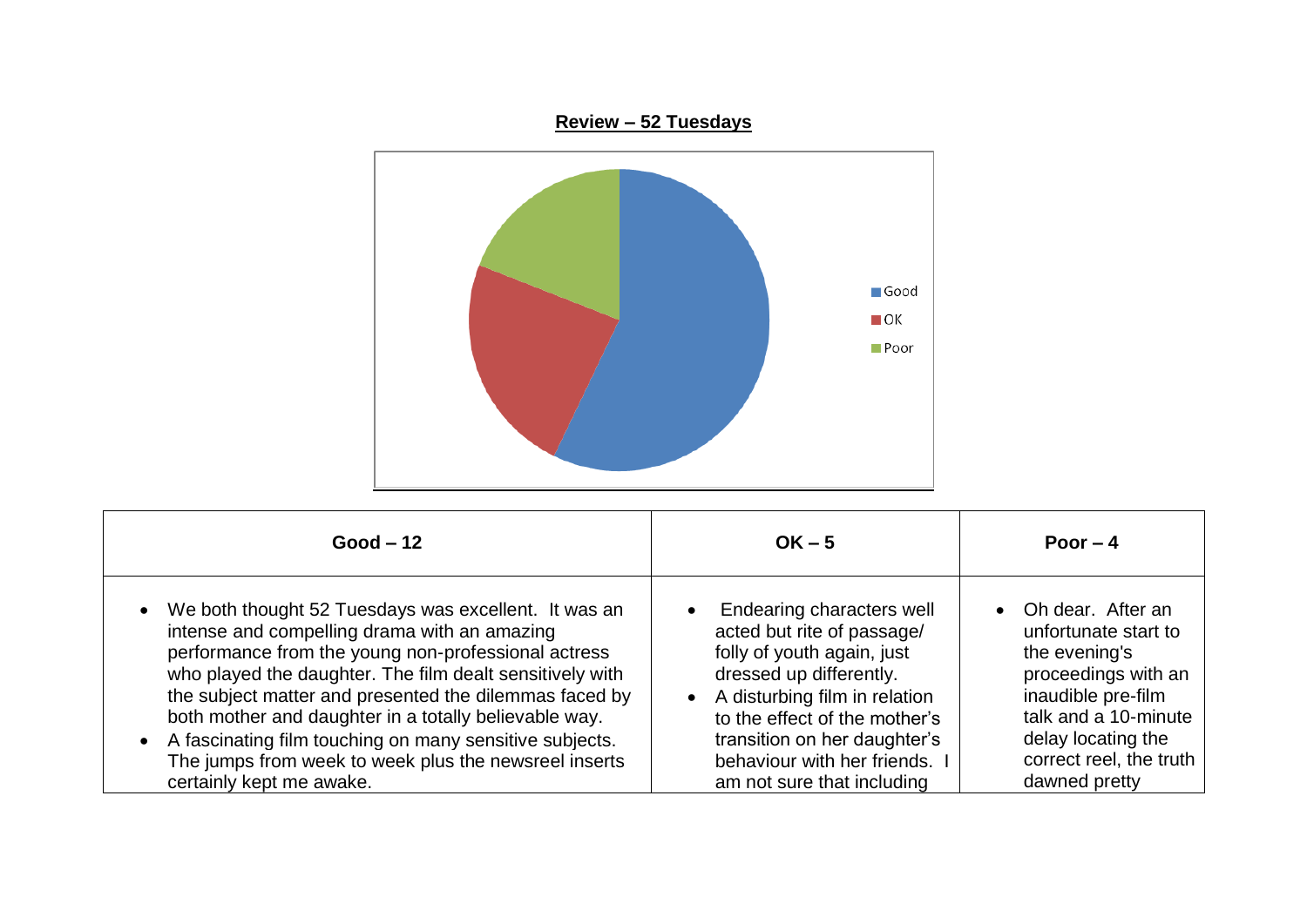**Review – 52 Tuesdays**

Good

OK

Poor

| Good – 12 | OK – 5 | Poor – 4 |
|---|---|---|
| • We both thought 52 Tuesdays was excellent. It was an intense and compelling drama with an amazing performance from the young non-professional actress who played the daughter. The film dealt sensitively with the subject matter and presented the dilemmas faced by both mother and daughter in a totally believable way.<br>• A fascinating film touching on many sensitive subjects. The jumps from week to week plus the newsreel inserts certainly kept me awake. | • Endearing characters well acted but rite of passage/ folly of youth again, just dressed up differently.<br>• A disturbing film in relation to the effect of the mother's transition on her daughter's behaviour with her friends. I am not sure that including | • Oh dear. After an unfortunate start to the evening's proceedings with an inaudible pre-film talk and a 10-minute delay locating the correct reel, the truth dawned pretty |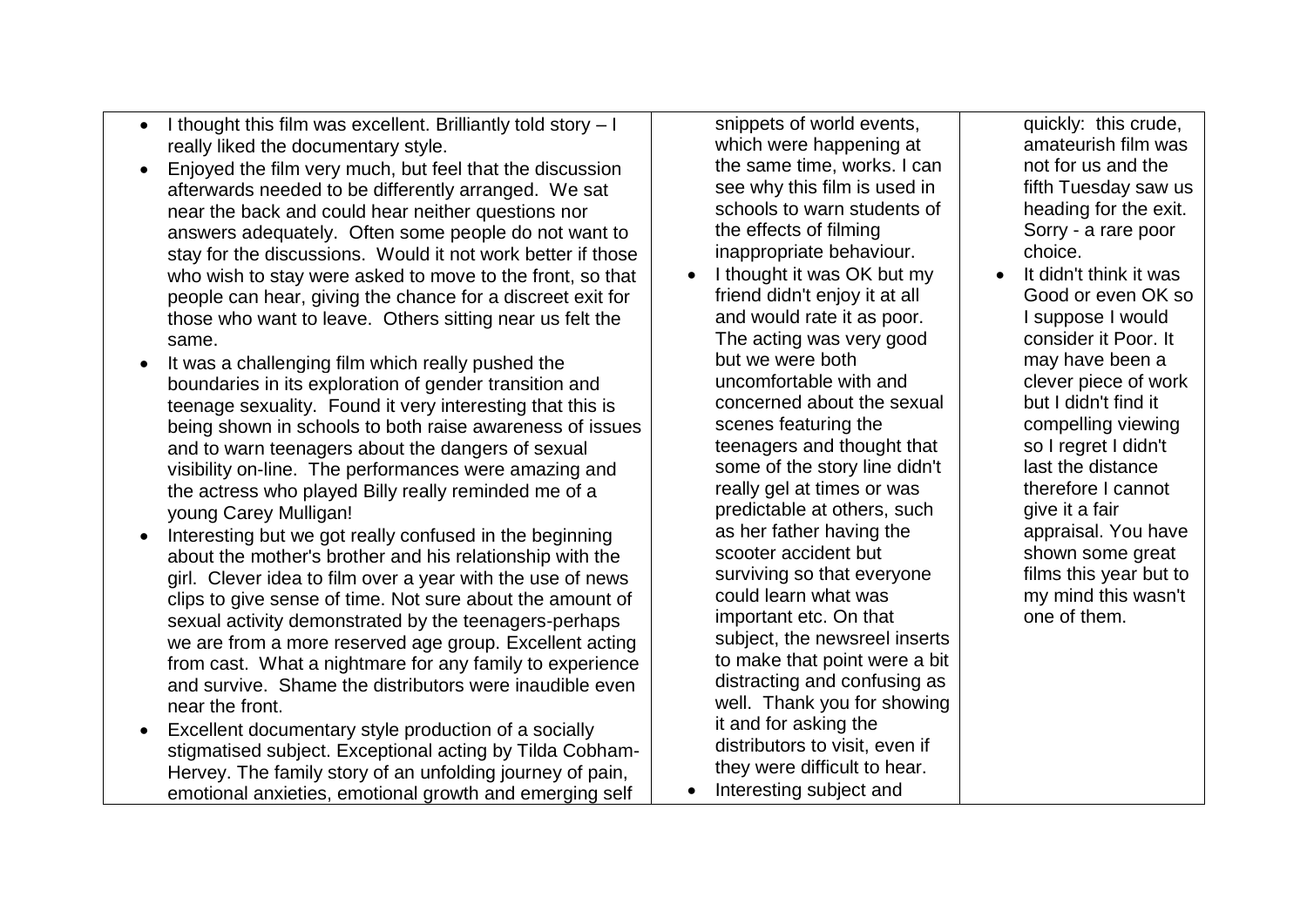- I thought this film was excellent. Brilliantly told story – I really liked the documentary style.
- Enjoyed the film very much, but feel that the discussion afterwards needed to be differently arranged. We sat near the back and could hear neither questions nor answers adequately. Often some people do not want to stay for the discussions. Would it not work better if those who wish to stay were asked to move to the front, so that people can hear, giving the chance for a discreet exit for those who want to leave. Others sitting near us felt the same.
- It was a challenging film which really pushed the boundaries in its exploration of gender transition and teenage sexuality. Found it very interesting that this is being shown in schools to both raise awareness of issues and to warn teenagers about the dangers of sexual visibility on-line. The performances were amazing and the actress who played Billy really reminded me of a young Carey Mulligan!
- Interesting but we got really confused in the beginning about the mother's brother and his relationship with the girl. Clever idea to film over a year with the use of news clips to give sense of time. Not sure about the amount of sexual activity demonstrated by the teenagers-perhaps we are from a more reserved age group. Excellent acting from cast. What a nightmare for any family to experience and survive. Shame the distributors were inaudible even near the front.
- Excellent documentary style production of a socially stigmatised subject. Exceptional acting by Tilda Cobham-Hervey. The family story of an unfolding journey of pain, emotional anxieties, emotional growth and emerging self

snippets of world events, which were happening at the same time, works. I can see why this film is used in schools to warn students of the effects of filming inappropriate behaviour.

- I thought it was OK but my friend didn't enjoy it at all and would rate it as poor. The acting was very good but we were both uncomfortable with and concerned about the sexual scenes featuring the teenagers and thought that some of the story line didn't really gel at times or was predictable at others, such as her father having the scooter accident but surviving so that everyone could learn what was important etc. On that subject, the newsreel inserts to make that point were a bit distracting and confusing as well. Thank you for showing it and for asking the distributors to visit, even if they were difficult to hear.
- Interesting subject and

quickly: this crude, amateurish film was not for us and the fifth Tuesday saw us heading for the exit. Sorry - a rare poor choice.

- It didn't think it was Good or even OK so I suppose I would consider it Poor. It may have been a clever piece of work but I didn't find it compelling viewing so I regret I didn't last the distance therefore I cannot give it a fair appraisal. You have shown some great films this year but to my mind this wasn't one of them.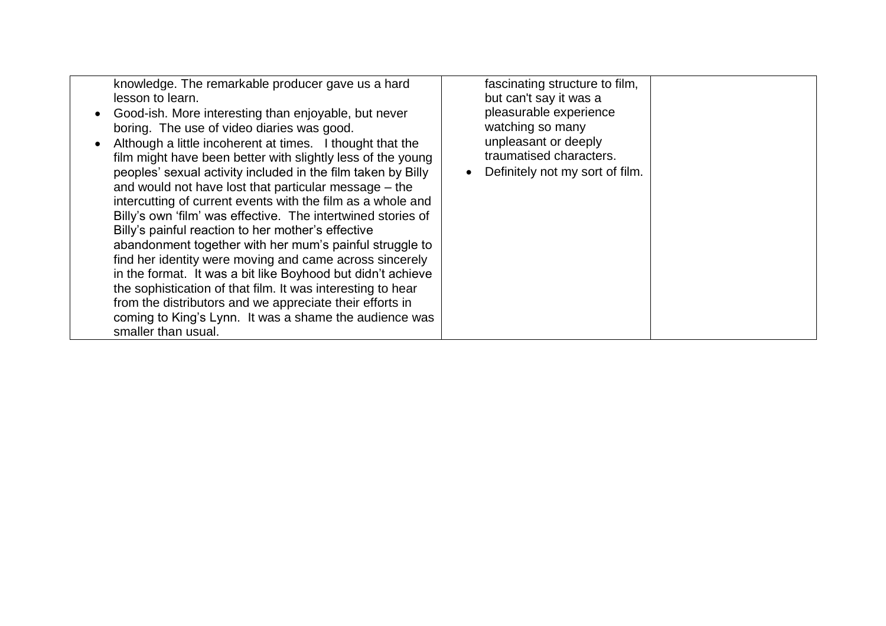| | | |
|---|---|---|
| knowledge. The remarkable producer gave us a hard lesson to learn.<br>• Good-ish. More interesting than enjoyable, but never boring. The use of video diaries was good.<br>• Although a little incoherent at times. I thought that the film might have been better with slightly less of the young peoples' sexual activity included in the film taken by Billy and would not have lost that particular message – the intercutting of current events with the film as a whole and Billy's own 'film' was effective. The intertwined stories of Billy's painful reaction to her mother's effective abandonment together with her mum's painful struggle to find her identity were moving and came across sincerely in the format. It was a bit like Boyhood but didn't achieve the sophistication of that film. It was interesting to hear from the distributors and we appreciate their efforts in coming to King's Lynn. It was a shame the audience was smaller than usual. | fascinating structure to film, but can't say it was a pleasurable experience watching so many unpleasant or deeply traumatised characters.<br>• Definitely not my sort of film. | |